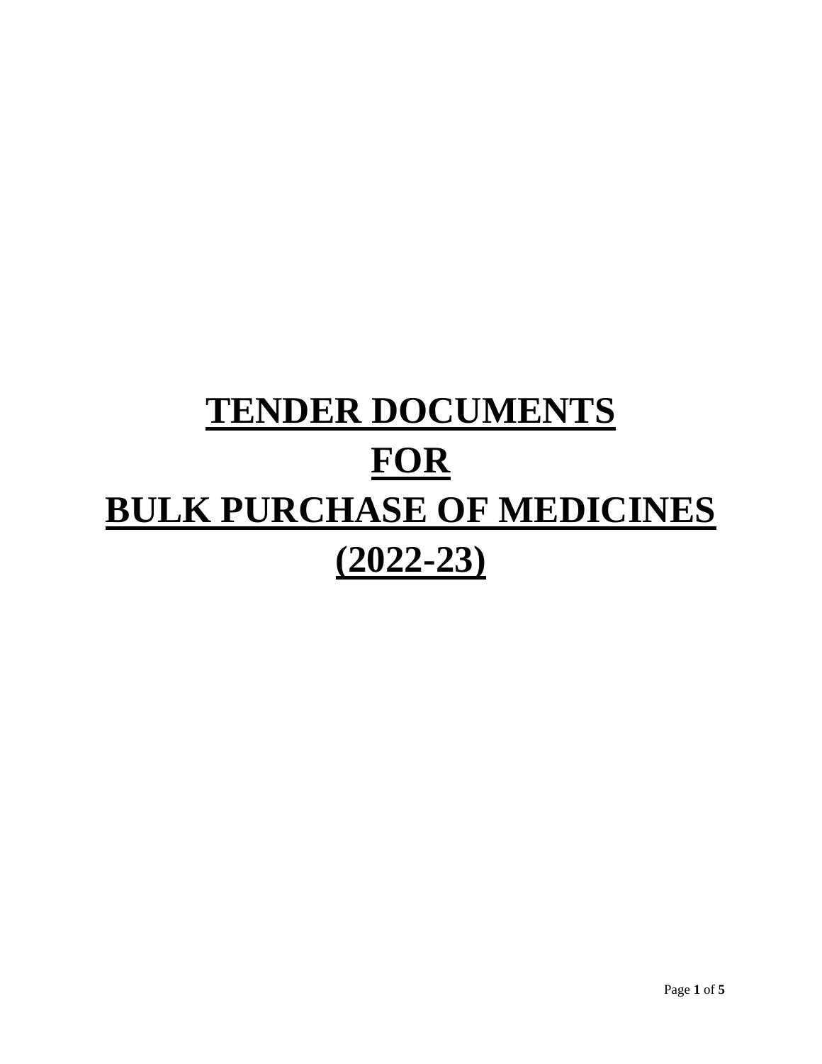# **TENDER DOCUMENTS**
# **FOR**
# **BULK PURCHASE OF MEDICINES**
# **(2022-23)**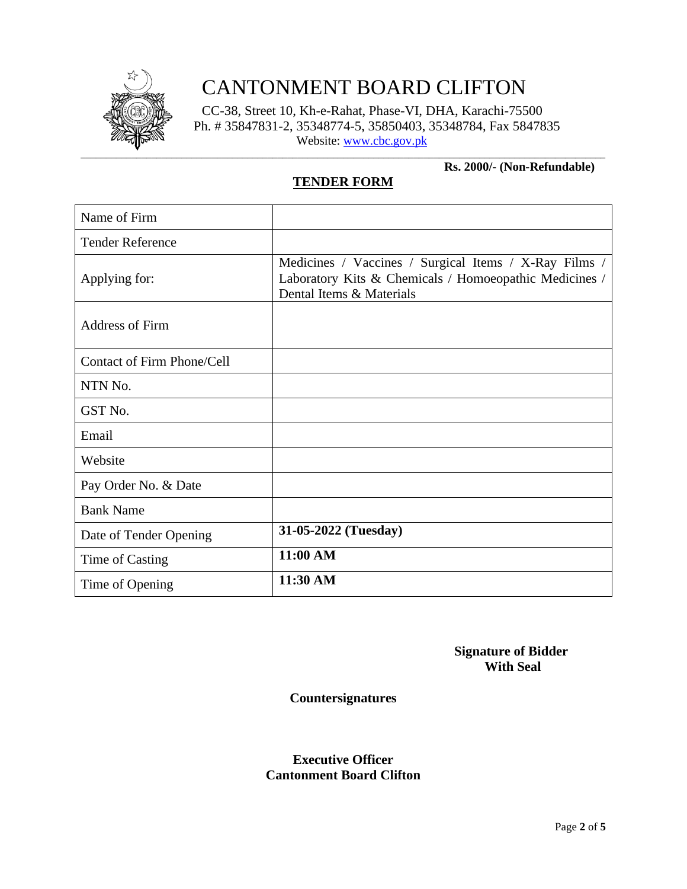# CANTONMENT BOARD CLIFTON

CC-38, Street 10, Kh-e-Rahat, Phase-VI, DHA, Karachi-75500
Ph. # 35847831-2, 35348774-5, 35850403, 35348784, Fax 5847835
Website: www.cbc.gov.pk

**Rs. 2000/- (Non-Refundable)**

## TENDER FORM

| | |
|---|---|
| Name of Firm | |
| Tender Reference | |
| Applying for: | Medicines / Vaccines / Surgical Items / X-Ray Films / Laboratory Kits & Chemicals / Homoeopathic Medicines / Dental Items & Materials |
| Address of Firm | |
| Contact of Firm Phone/Cell | |
| NTN No. | |
| GST No. | |
| Email | |
| Website | |
| Pay Order No. & Date | |
| Bank Name | |
| Date of Tender Opening | **31-05-2022 (Tuesday)** |
| Time of Casting | **11:00 AM** |
| Time of Opening | **11:30 AM** |

**Signature of Bidder**
**With Seal**

**Countersignatures**

**Executive Officer**
**Cantonment Board Clifton**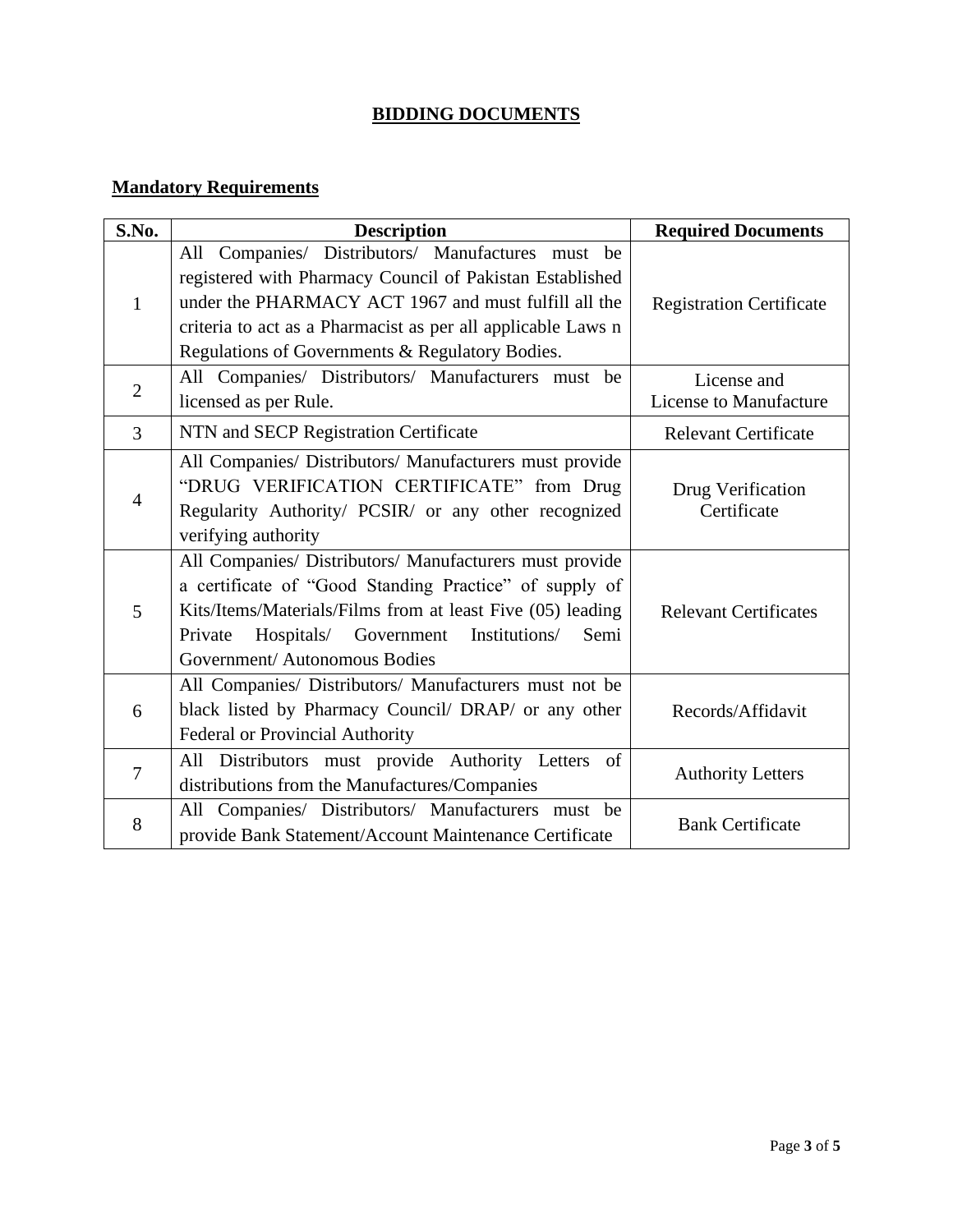## BIDDING DOCUMENTS

### Mandatory Requirements

| S.No. | Description | Required Documents |
|---|---|---|
| 1 | All Companies/ Distributors/ Manufactures must be registered with Pharmacy Council of Pakistan Established under the PHARMACY ACT 1967 and must fulfill all the criteria to act as a Pharmacist as per all applicable Laws n Regulations of Governments & Regulatory Bodies. | Registration Certificate |
| 2 | All Companies/ Distributors/ Manufacturers must be licensed as per Rule. | License and License to Manufacture |
| 3 | NTN and SECP Registration Certificate | Relevant Certificate |
| 4 | All Companies/ Distributors/ Manufacturers must provide "DRUG VERIFICATION CERTIFICATE" from Drug Regularity Authority/ PCSIR/ or any other recognized verifying authority | Drug Verification Certificate |
| 5 | All Companies/ Distributors/ Manufacturers must provide a certificate of "Good Standing Practice" of supply of Kits/Items/Materials/Films from at least Five (05) leading Private Hospitals/ Government Institutions/ Semi Government/ Autonomous Bodies | Relevant Certificates |
| 6 | All Companies/ Distributors/ Manufacturers must not be black listed by Pharmacy Council/ DRAP/ or any other Federal or Provincial Authority | Records/Affidavit |
| 7 | All Distributors must provide Authority Letters of distributions from the Manufactures/Companies | Authority Letters |
| 8 | All Companies/ Distributors/ Manufacturers must be provide Bank Statement/Account Maintenance Certificate | Bank Certificate |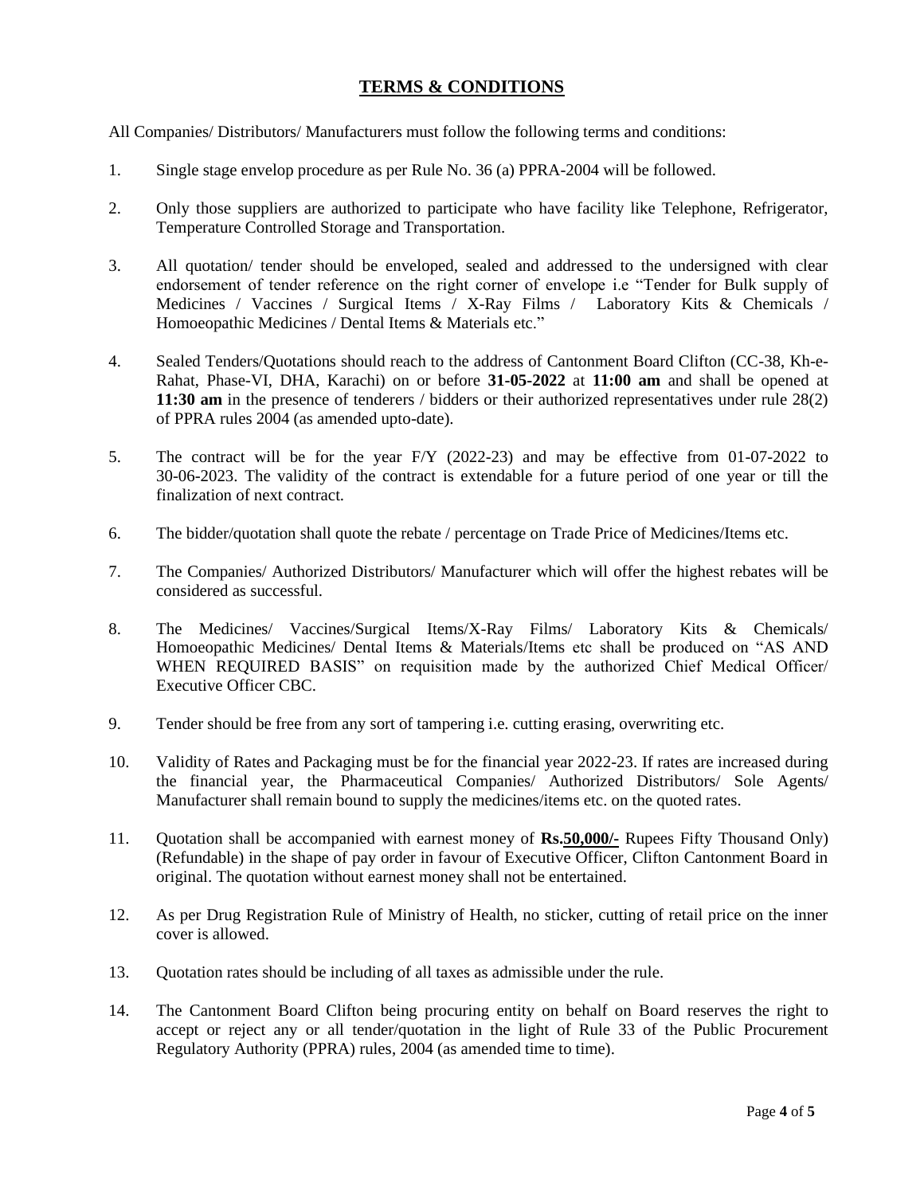## TERMS & CONDITIONS

All Companies/ Distributors/ Manufacturers must follow the following terms and conditions:

1. Single stage envelop procedure as per Rule No. 36 (a) PPRA-2004 will be followed.

2. Only those suppliers are authorized to participate who have facility like Telephone, Refrigerator, Temperature Controlled Storage and Transportation.

3. All quotation/ tender should be enveloped, sealed and addressed to the undersigned with clear endorsement of tender reference on the right corner of envelope i.e "Tender for Bulk supply of Medicines / Vaccines / Surgical Items / X-Ray Films / Laboratory Kits & Chemicals / Homoeopathic Medicines / Dental Items & Materials etc."

4. Sealed Tenders/Quotations should reach to the address of Cantonment Board Clifton (CC-38, Kh-e-Rahat, Phase-VI, DHA, Karachi) on or before **31-05-2022** at **11:00 am** and shall be opened at **11:30 am** in the presence of tenderers / bidders or their authorized representatives under rule 28(2) of PPRA rules 2004 (as amended upto-date).

5. The contract will be for the year F/Y (2022-23) and may be effective from 01-07-2022 to 30-06-2023. The validity of the contract is extendable for a future period of one year or till the finalization of next contract.

6. The bidder/quotation shall quote the rebate / percentage on Trade Price of Medicines/Items etc.

7. The Companies/ Authorized Distributors/ Manufacturer which will offer the highest rebates will be considered as successful.

8. The Medicines/ Vaccines/Surgical Items/X-Ray Films/ Laboratory Kits & Chemicals/ Homoeopathic Medicines/ Dental Items & Materials/Items etc shall be produced on "AS AND WHEN REQUIRED BASIS" on requisition made by the authorized Chief Medical Officer/ Executive Officer CBC.

9. Tender should be free from any sort of tampering i.e. cutting erasing, overwriting etc.

10. Validity of Rates and Packaging must be for the financial year 2022-23. If rates are increased during the financial year, the Pharmaceutical Companies/ Authorized Distributors/ Sole Agents/ Manufacturer shall remain bound to supply the medicines/items etc. on the quoted rates.

11. Quotation shall be accompanied with earnest money of **Rs.50,000/-** Rupees Fifty Thousand Only) (Refundable) in the shape of pay order in favour of Executive Officer, Clifton Cantonment Board in original. The quotation without earnest money shall not be entertained.

12. As per Drug Registration Rule of Ministry of Health, no sticker, cutting of retail price on the inner cover is allowed.

13. Quotation rates should be including of all taxes as admissible under the rule.

14. The Cantonment Board Clifton being procuring entity on behalf on Board reserves the right to accept or reject any or all tender/quotation in the light of Rule 33 of the Public Procurement Regulatory Authority (PPRA) rules, 2004 (as amended time to time).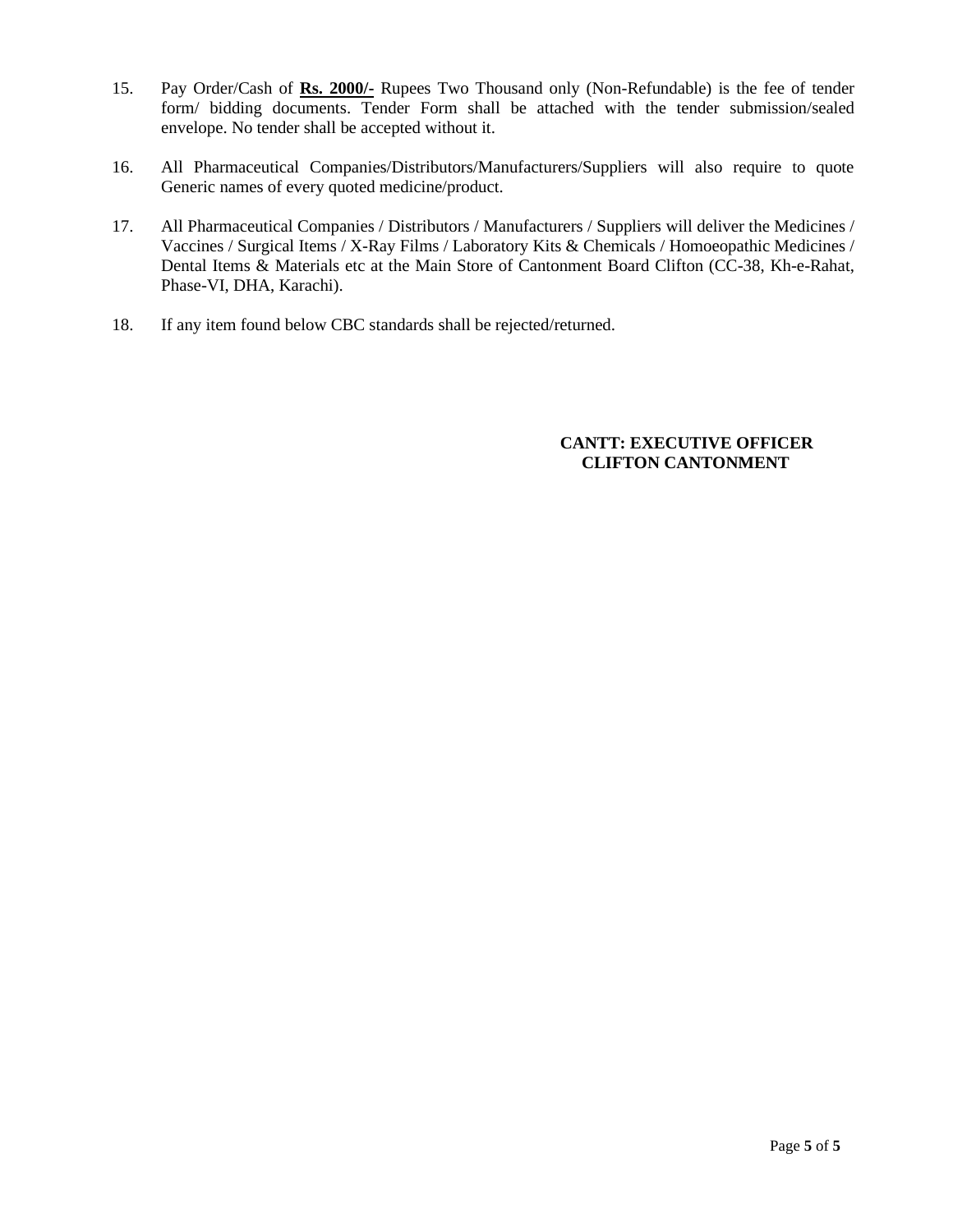15. Pay Order/Cash of **<u>Rs. 2000/-</u>** Rupees Two Thousand only (Non-Refundable) is the fee of tender form/ bidding documents. Tender Form shall be attached with the tender submission/sealed envelope. No tender shall be accepted without it.

16. All Pharmaceutical Companies/Distributors/Manufacturers/Suppliers will also require to quote Generic names of every quoted medicine/product.

17. All Pharmaceutical Companies / Distributors / Manufacturers / Suppliers will deliver the Medicines / Vaccines / Surgical Items / X-Ray Films / Laboratory Kits & Chemicals / Homoeopathic Medicines / Dental Items & Materials etc at the Main Store of Cantonment Board Clifton (CC-38, Kh-e-Rahat, Phase-VI, DHA, Karachi).

18. If any item found below CBC standards shall be rejected/returned.

**CANTT: EXECUTIVE OFFICER**
**CLIFTON CANTONMENT**